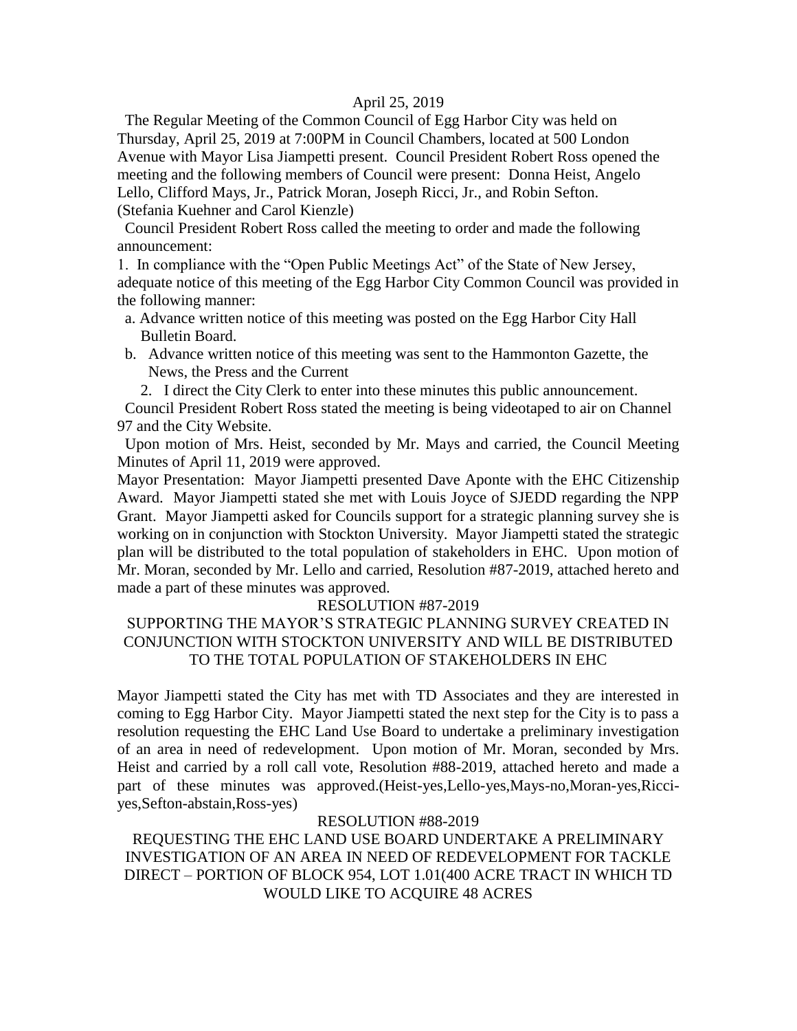April 25, 2019

The Regular Meeting of the Common Council of Egg Harbor City was held on Thursday, April 25, 2019 at 7:00PM in Council Chambers, located at 500 London Avenue with Mayor Lisa Jiampetti present. Council President Robert Ross opened the meeting and the following members of Council were present: Donna Heist, Angelo Lello, Clifford Mays, Jr., Patrick Moran, Joseph Ricci, Jr., and Robin Sefton. (Stefania Kuehner and Carol Kienzle)

Council President Robert Ross called the meeting to order and made the following announcement:

1. In compliance with the "Open Public Meetings Act" of the State of New Jersey, adequate notice of this meeting of the Egg Harbor City Common Council was provided in the following manner:
   a. Advance written notice of this meeting was posted on the Egg Harbor City Hall Bulletin Board.
   b. Advance written notice of this meeting was sent to the Hammonton Gazette, the News, the Press and the Current
2. I direct the City Clerk to enter into these minutes this public announcement.

Council President Robert Ross stated the meeting is being videotaped to air on Channel 97 and the City Website.

Upon motion of Mrs. Heist, seconded by Mr. Mays and carried, the Council Meeting Minutes of April 11, 2019 were approved.

Mayor Presentation: Mayor Jiampetti presented Dave Aponte with the EHC Citizenship Award. Mayor Jiampetti stated she met with Louis Joyce of SJEDD regarding the NPP Grant. Mayor Jiampetti asked for Councils support for a strategic planning survey she is working on in conjunction with Stockton University. Mayor Jiampetti stated the strategic plan will be distributed to the total population of stakeholders in EHC. Upon motion of Mr. Moran, seconded by Mr. Lello and carried, Resolution #87-2019, attached hereto and made a part of these minutes was approved.

RESOLUTION #87-2019

SUPPORTING THE MAYOR'S STRATEGIC PLANNING SURVEY CREATED IN CONJUNCTION WITH STOCKTON UNIVERSITY AND WILL BE DISTRIBUTED TO THE TOTAL POPULATION OF STAKEHOLDERS IN EHC

Mayor Jiampetti stated the City has met with TD Associates and they are interested in coming to Egg Harbor City. Mayor Jiampetti stated the next step for the City is to pass a resolution requesting the EHC Land Use Board to undertake a preliminary investigation of an area in need of redevelopment. Upon motion of Mr. Moran, seconded by Mrs. Heist and carried by a roll call vote, Resolution #88-2019, attached hereto and made a part of these minutes was approved.(Heist-yes,Lello-yes,Mays-no,Moran-yes,Ricci-yes,Sefton-abstain,Ross-yes)

RESOLUTION #88-2019

REQUESTING THE EHC LAND USE BOARD UNDERTAKE A PRELIMINARY INVESTIGATION OF AN AREA IN NEED OF REDEVELOPMENT FOR TACKLE DIRECT – PORTION OF BLOCK 954, LOT 1.01(400 ACRE TRACT IN WHICH TD WOULD LIKE TO ACQUIRE 48 ACRES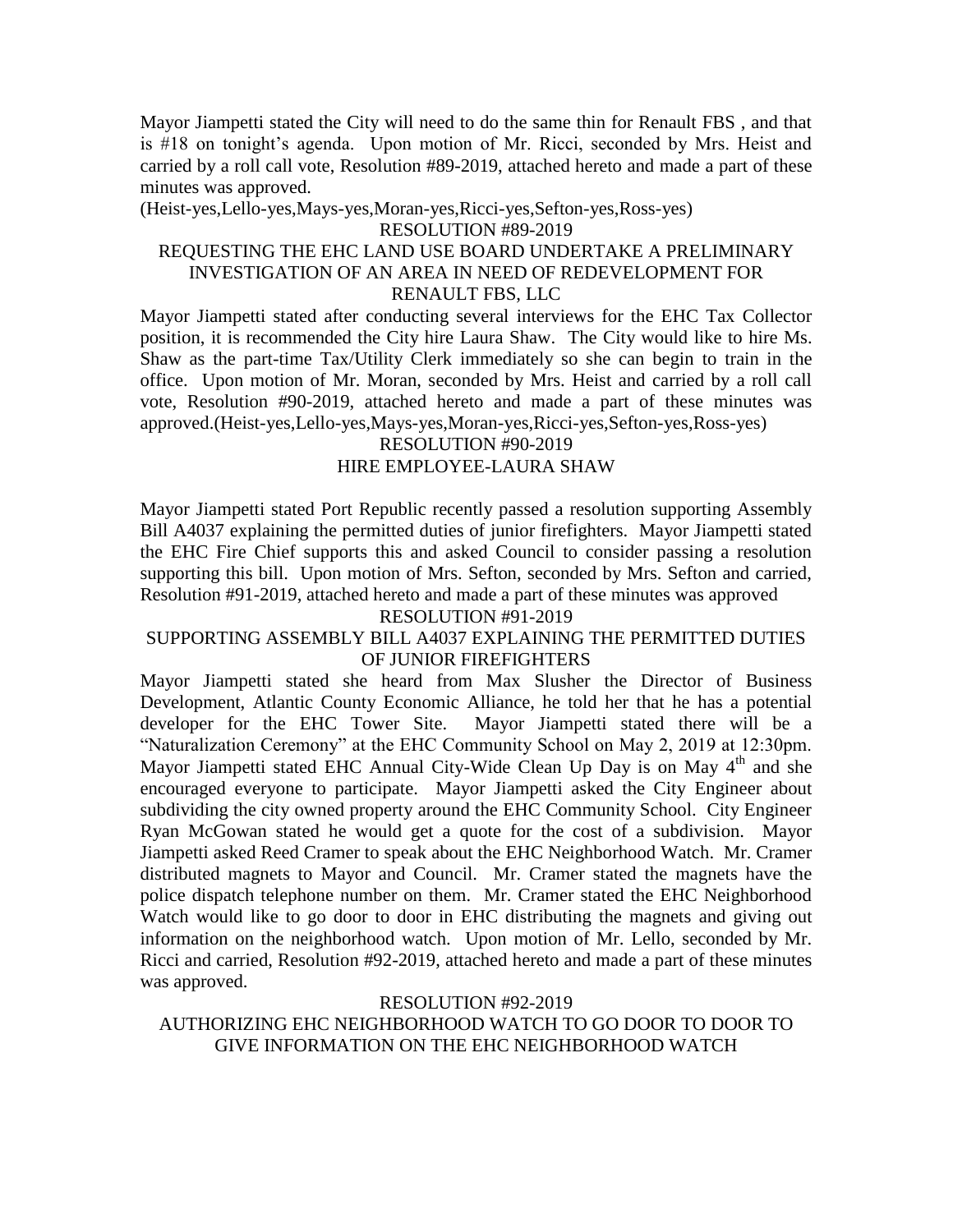Mayor Jiampetti stated the City will need to do the same thin for Renault FBS , and that is #18 on tonight's agenda. Upon motion of Mr. Ricci, seconded by Mrs. Heist and carried by a roll call vote, Resolution #89-2019, attached hereto and made a part of these minutes was approved.
(Heist-yes,Lello-yes,Mays-yes,Moran-yes,Ricci-yes,Sefton-yes,Ross-yes)

RESOLUTION #89-2019

REQUESTING THE EHC LAND USE BOARD UNDERTAKE A PRELIMINARY INVESTIGATION OF AN AREA IN NEED OF REDEVELOPMENT FOR RENAULT FBS, LLC

Mayor Jiampetti stated after conducting several interviews for the EHC Tax Collector position, it is recommended the City hire Laura Shaw. The City would like to hire Ms. Shaw as the part-time Tax/Utility Clerk immediately so she can begin to train in the office. Upon motion of Mr. Moran, seconded by Mrs. Heist and carried by a roll call vote, Resolution #90-2019, attached hereto and made a part of these minutes was approved.(Heist-yes,Lello-yes,Mays-yes,Moran-yes,Ricci-yes,Sefton-yes,Ross-yes)

RESOLUTION #90-2019

HIRE EMPLOYEE-LAURA SHAW

Mayor Jiampetti stated Port Republic recently passed a resolution supporting Assembly Bill A4037 explaining the permitted duties of junior firefighters. Mayor Jiampetti stated the EHC Fire Chief supports this and asked Council to consider passing a resolution supporting this bill. Upon motion of Mrs. Sefton, seconded by Mrs. Sefton and carried, Resolution #91-2019, attached hereto and made a part of these minutes was approved

RESOLUTION #91-2019

SUPPORTING ASSEMBLY BILL A4037 EXPLAINING THE PERMITTED DUTIES OF JUNIOR FIREFIGHTERS

Mayor Jiampetti stated she heard from Max Slusher the Director of Business Development, Atlantic County Economic Alliance, he told her that he has a potential developer for the EHC Tower Site. Mayor Jiampetti stated there will be a "Naturalization Ceremony" at the EHC Community School on May 2, 2019 at 12:30pm. Mayor Jiampetti stated EHC Annual City-Wide Clean Up Day is on May 4th and she encouraged everyone to participate. Mayor Jiampetti asked the City Engineer about subdividing the city owned property around the EHC Community School. City Engineer Ryan McGowan stated he would get a quote for the cost of a subdivision. Mayor Jiampetti asked Reed Cramer to speak about the EHC Neighborhood Watch. Mr. Cramer distributed magnets to Mayor and Council. Mr. Cramer stated the magnets have the police dispatch telephone number on them. Mr. Cramer stated the EHC Neighborhood Watch would like to go door to door in EHC distributing the magnets and giving out information on the neighborhood watch. Upon motion of Mr. Lello, seconded by Mr. Ricci and carried, Resolution #92-2019, attached hereto and made a part of these minutes was approved.

RESOLUTION #92-2019

AUTHORIZING EHC NEIGHBORHOOD WATCH TO GO DOOR TO DOOR TO GIVE INFORMATION ON THE EHC NEIGHBORHOOD WATCH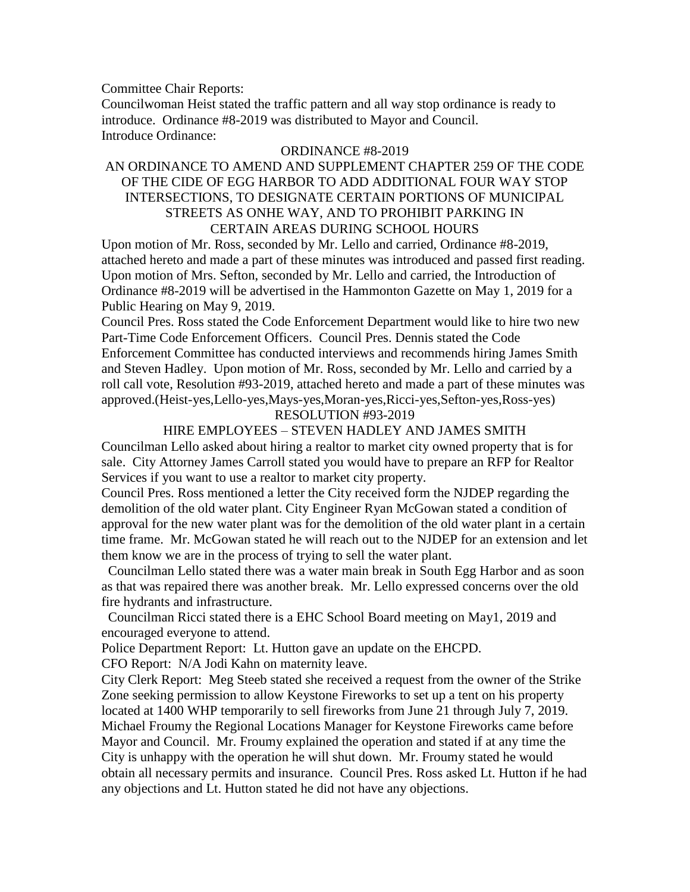Committee Chair Reports:

Councilwoman Heist stated the traffic pattern and all way stop ordinance is ready to introduce. Ordinance #8-2019 was distributed to Mayor and Council.

Introduce Ordinance:

ORDINANCE #8-2019

AN ORDINANCE TO AMEND AND SUPPLEMENT CHAPTER 259 OF THE CODE OF THE CIDE OF EGG HARBOR TO ADD ADDITIONAL FOUR WAY STOP INTERSECTIONS, TO DESIGNATE CERTAIN PORTIONS OF MUNICIPAL STREETS AS ONHE WAY, AND TO PROHIBIT PARKING IN CERTAIN AREAS DURING SCHOOL HOURS

Upon motion of Mr. Ross, seconded by Mr. Lello and carried, Ordinance #8-2019, attached hereto and made a part of these minutes was introduced and passed first reading. Upon motion of Mrs. Sefton, seconded by Mr. Lello and carried, the Introduction of Ordinance #8-2019 will be advertised in the Hammonton Gazette on May 1, 2019 for a Public Hearing on May 9, 2019.

Council Pres. Ross stated the Code Enforcement Department would like to hire two new Part-Time Code Enforcement Officers. Council Pres. Dennis stated the Code Enforcement Committee has conducted interviews and recommends hiring James Smith and Steven Hadley. Upon motion of Mr. Ross, seconded by Mr. Lello and carried by a roll call vote, Resolution #93-2019, attached hereto and made a part of these minutes was approved.(Heist-yes,Lello-yes,Mays-yes,Moran-yes,Ricci-yes,Sefton-yes,Ross-yes)

RESOLUTION #93-2019

HIRE EMPLOYEES – STEVEN HADLEY AND JAMES SMITH

Councilman Lello asked about hiring a realtor to market city owned property that is for sale. City Attorney James Carroll stated you would have to prepare an RFP for Realtor Services if you want to use a realtor to market city property.

Council Pres. Ross mentioned a letter the City received form the NJDEP regarding the demolition of the old water plant. City Engineer Ryan McGowan stated a condition of approval for the new water plant was for the demolition of the old water plant in a certain time frame. Mr. McGowan stated he will reach out to the NJDEP for an extension and let them know we are in the process of trying to sell the water plant.

Councilman Lello stated there was a water main break in South Egg Harbor and as soon as that was repaired there was another break. Mr. Lello expressed concerns over the old fire hydrants and infrastructure.

Councilman Ricci stated there is a EHC School Board meeting on May1, 2019 and encouraged everyone to attend.

Police Department Report: Lt. Hutton gave an update on the EHCPD.

CFO Report: N/A Jodi Kahn on maternity leave.

City Clerk Report: Meg Steeb stated she received a request from the owner of the Strike Zone seeking permission to allow Keystone Fireworks to set up a tent on his property located at 1400 WHP temporarily to sell fireworks from June 21 through July 7, 2019. Michael Froumy the Regional Locations Manager for Keystone Fireworks came before Mayor and Council. Mr. Froumy explained the operation and stated if at any time the City is unhappy with the operation he will shut down. Mr. Froumy stated he would obtain all necessary permits and insurance. Council Pres. Ross asked Lt. Hutton if he had any objections and Lt. Hutton stated he did not have any objections.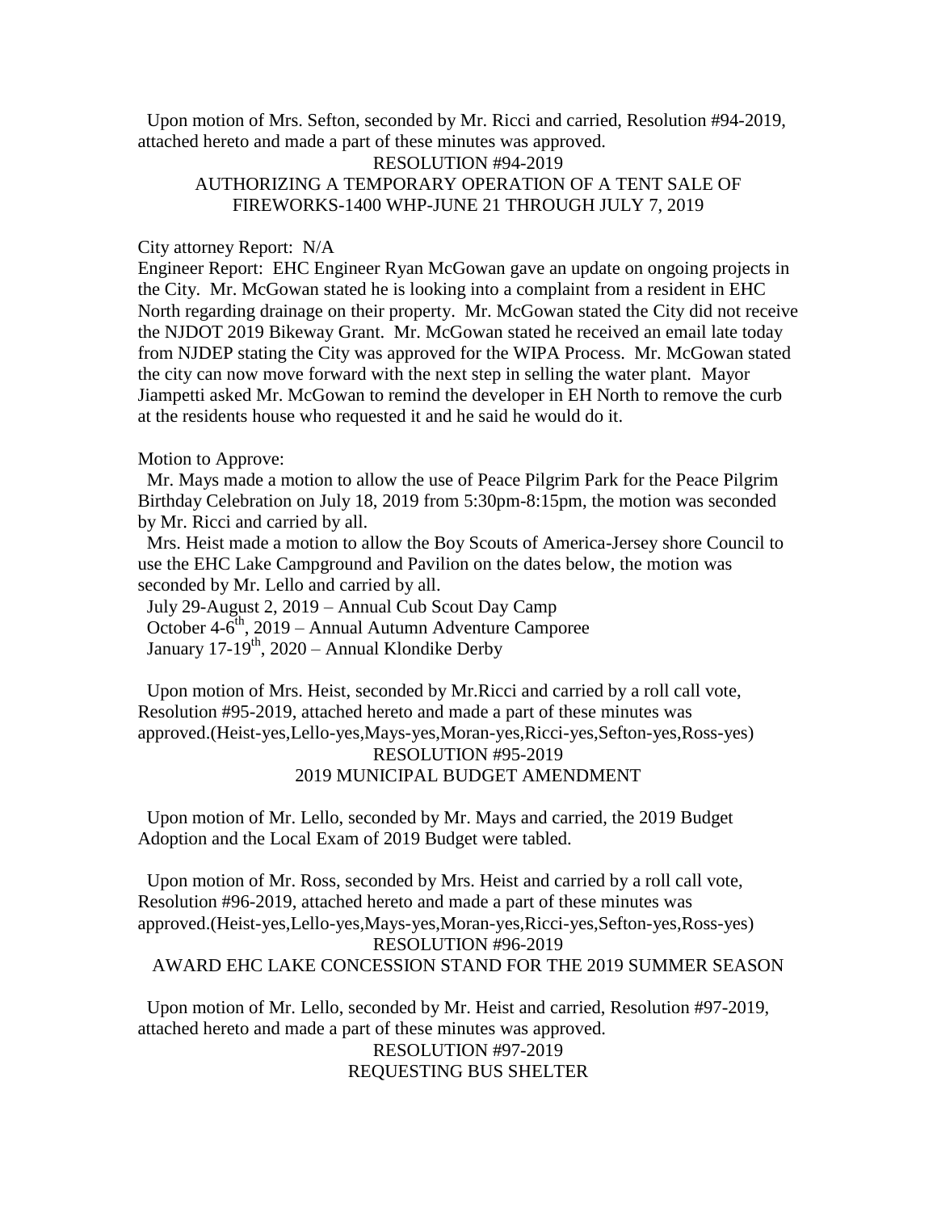Upon motion of Mrs. Sefton, seconded by Mr. Ricci and carried, Resolution #94-2019, attached hereto and made a part of these minutes was approved.

RESOLUTION #94-2019
AUTHORIZING A TEMPORARY OPERATION OF A TENT SALE OF FIREWORKS-1400 WHP-JUNE 21 THROUGH JULY 7, 2019

City attorney Report: N/A

Engineer Report: EHC Engineer Ryan McGowan gave an update on ongoing projects in the City. Mr. McGowan stated he is looking into a complaint from a resident in EHC North regarding drainage on their property. Mr. McGowan stated the City did not receive the NJDOT 2019 Bikeway Grant. Mr. McGowan stated he received an email late today from NJDEP stating the City was approved for the WIPA Process. Mr. McGowan stated the city can now move forward with the next step in selling the water plant. Mayor Jiampetti asked Mr. McGowan to remind the developer in EH North to remove the curb at the residents house who requested it and he said he would do it.

Motion to Approve:

Mr. Mays made a motion to allow the use of Peace Pilgrim Park for the Peace Pilgrim Birthday Celebration on July 18, 2019 from 5:30pm-8:15pm, the motion was seconded by Mr. Ricci and carried by all.

Mrs. Heist made a motion to allow the Boy Scouts of America-Jersey shore Council to use the EHC Lake Campground and Pavilion on the dates below, the motion was seconded by Mr. Lello and carried by all.

July 29-August 2, 2019 – Annual Cub Scout Day Camp
October 4-6th, 2019 – Annual Autumn Adventure Camporee
January 17-19th, 2020 – Annual Klondike Derby

Upon motion of Mrs. Heist, seconded by Mr.Ricci and carried by a roll call vote, Resolution #95-2019, attached hereto and made a part of these minutes was approved.(Heist-yes,Lello-yes,Mays-yes,Moran-yes,Ricci-yes,Sefton-yes,Ross-yes)

RESOLUTION #95-2019
2019 MUNICIPAL BUDGET AMENDMENT

Upon motion of Mr. Lello, seconded by Mr. Mays and carried, the 2019 Budget Adoption and the Local Exam of 2019 Budget were tabled.

Upon motion of Mr. Ross, seconded by Mrs. Heist and carried by a roll call vote, Resolution #96-2019, attached hereto and made a part of these minutes was approved.(Heist-yes,Lello-yes,Mays-yes,Moran-yes,Ricci-yes,Sefton-yes,Ross-yes)

RESOLUTION #96-2019
AWARD EHC LAKE CONCESSION STAND FOR THE 2019 SUMMER SEASON

Upon motion of Mr. Lello, seconded by Mr. Heist and carried, Resolution #97-2019, attached hereto and made a part of these minutes was approved.

RESOLUTION #97-2019
REQUESTING BUS SHELTER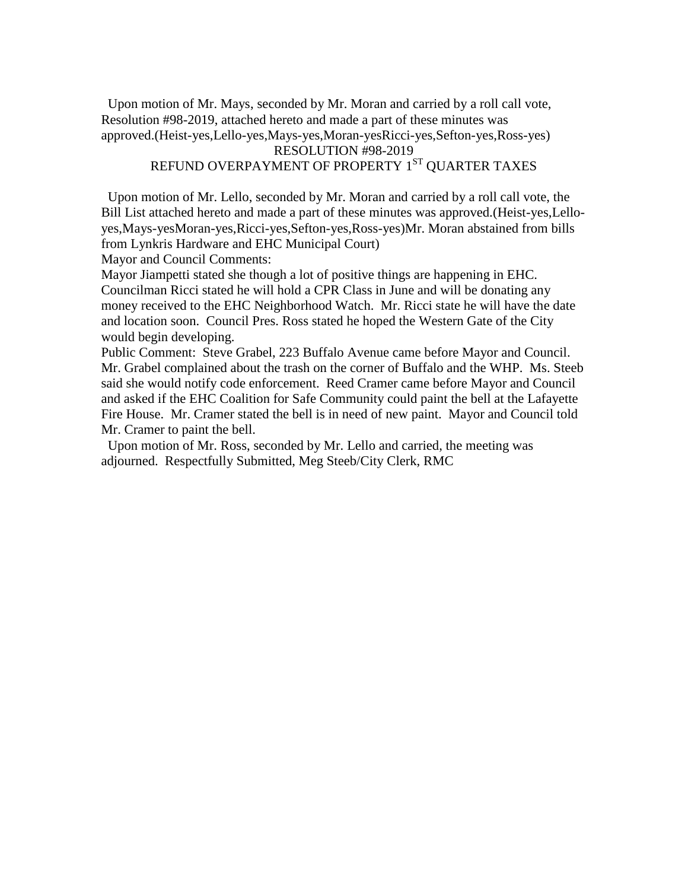Upon motion of Mr. Mays, seconded by Mr. Moran and carried by a roll call vote, Resolution #98-2019, attached hereto and made a part of these minutes was approved.(Heist-yes,Lello-yes,Mays-yes,Moran-yesRicci-yes,Sefton-yes,Ross-yes)

RESOLUTION #98-2019

REFUND OVERPAYMENT OF PROPERTY 1ST QUARTER TAXES

Upon motion of Mr. Lello, seconded by Mr. Moran and carried by a roll call vote, the Bill List attached hereto and made a part of these minutes was approved.(Heist-yes,Lello-yes,Mays-yesMoran-yes,Ricci-yes,Sefton-yes,Ross-yes)Mr. Moran abstained from bills from Lynkris Hardware and EHC Municipal Court)

Mayor and Council Comments:

Mayor Jiampetti stated she though a lot of positive things are happening in EHC. Councilman Ricci stated he will hold a CPR Class in June and will be donating any money received to the EHC Neighborhood Watch. Mr. Ricci state he will have the date and location soon. Council Pres. Ross stated he hoped the Western Gate of the City would begin developing.

Public Comment: Steve Grabel, 223 Buffalo Avenue came before Mayor and Council. Mr. Grabel complained about the trash on the corner of Buffalo and the WHP. Ms. Steeb said she would notify code enforcement. Reed Cramer came before Mayor and Council and asked if the EHC Coalition for Safe Community could paint the bell at the Lafayette Fire House. Mr. Cramer stated the bell is in need of new paint. Mayor and Council told Mr. Cramer to paint the bell.

Upon motion of Mr. Ross, seconded by Mr. Lello and carried, the meeting was adjourned. Respectfully Submitted, Meg Steeb/City Clerk, RMC